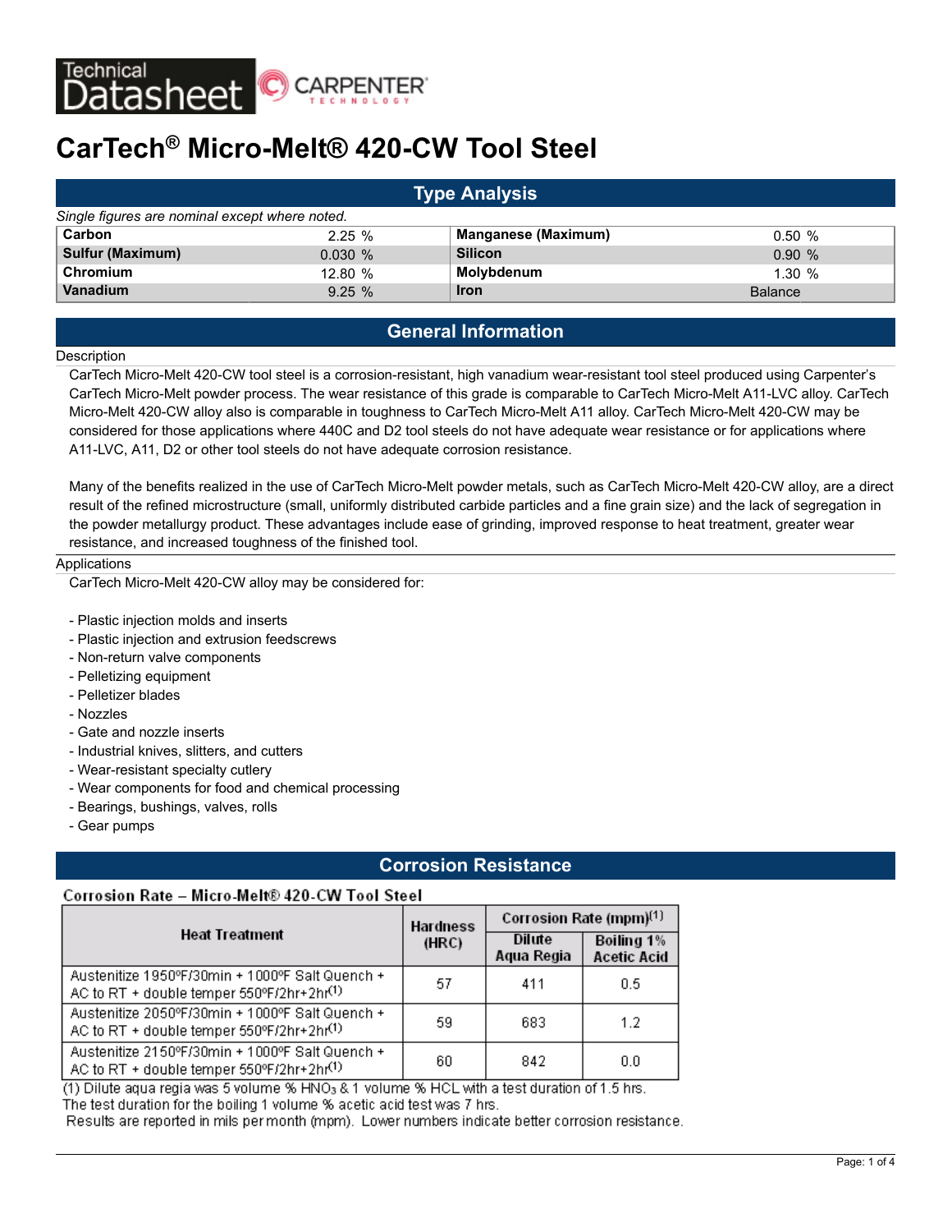Technical Datasheet — CARPENTER TECHNOLOGY

# CarTech® Micro-Melt® 420-CW Tool Steel

## Type Analysis

*Single figures are nominal except where noted.*

| | | | |
|---|---|---|---|
| **Carbon** | 2.25 % | **Manganese (Maximum)** | 0.50 % |
| **Sulfur (Maximum)** | 0.030 % | **Silicon** | 0.90 % |
| **Chromium** | 12.80 % | **Molybdenum** | 1.30 % |
| **Vanadium** | 9.25 % | **Iron** | Balance |

## General Information

### Description

CarTech Micro-Melt 420-CW tool steel is a corrosion-resistant, high vanadium wear-resistant tool steel produced using Carpenter's CarTech Micro-Melt powder process. The wear resistance of this grade is comparable to CarTech Micro-Melt A11-LVC alloy. CarTech Micro-Melt 420-CW alloy also is comparable in toughness to CarTech Micro-Melt A11 alloy. CarTech Micro-Melt 420-CW may be considered for those applications where 440C and D2 tool steels do not have adequate wear resistance or for applications where A11-LVC, A11, D2 or other tool steels do not have adequate corrosion resistance.

Many of the benefits realized in the use of CarTech Micro-Melt powder metals, such as CarTech Micro-Melt 420-CW alloy, are a direct result of the refined microstructure (small, uniformly distributed carbide particles and a fine grain size) and the lack of segregation in the powder metallurgy product. These advantages include ease of grinding, improved response to heat treatment, greater wear resistance, and increased toughness of the finished tool.

### Applications

CarTech Micro-Melt 420-CW alloy may be considered for:

- Plastic injection molds and inserts
- Plastic injection and extrusion feedscrews
- Non-return valve components
- Pelletizing equipment
- Pelletizer blades
- Nozzles
- Gate and nozzle inserts
- Industrial knives, slitters, and cutters
- Wear-resistant specialty cutlery
- Wear components for food and chemical processing
- Bearings, bushings, valves, rolls
- Gear pumps

## Corrosion Resistance

**Corrosion Rate – Micro-Melt® 420-CW Tool Steel**

| Heat Treatment | Hardness (HRC) | Corrosion Rate (mpm)[1] | |
|---|---|---|---|
| | | Dilute Aqua Regia | Boiling 1% Acetic Acid |
| Austenitize 1950ºF/30min + 1000ºF Salt Quench + AC to RT + double temper 550ºF/2hr+2hr[1] | 57 | 411 | 0.5 |
| Austenitize 2050ºF/30min + 1000ºF Salt Quench + AC to RT + double temper 550ºF/2hr+2hr[1] | 59 | 683 | 1.2 |
| Austenitize 2150ºF/30min + 1000ºF Salt Quench + AC to RT + double temper 550ºF/2hr+2hr[1] | 60 | 842 | 0.0 |

(1) Dilute aqua regia was 5 volume % $HNO_3$ & 1 volume % HCL with a test duration of 1.5 hrs.
The test duration for the boiling 1 volume % acetic acid test was 7 hrs.
Results are reported in mils per month (mpm). Lower numbers indicate better corrosion resistance.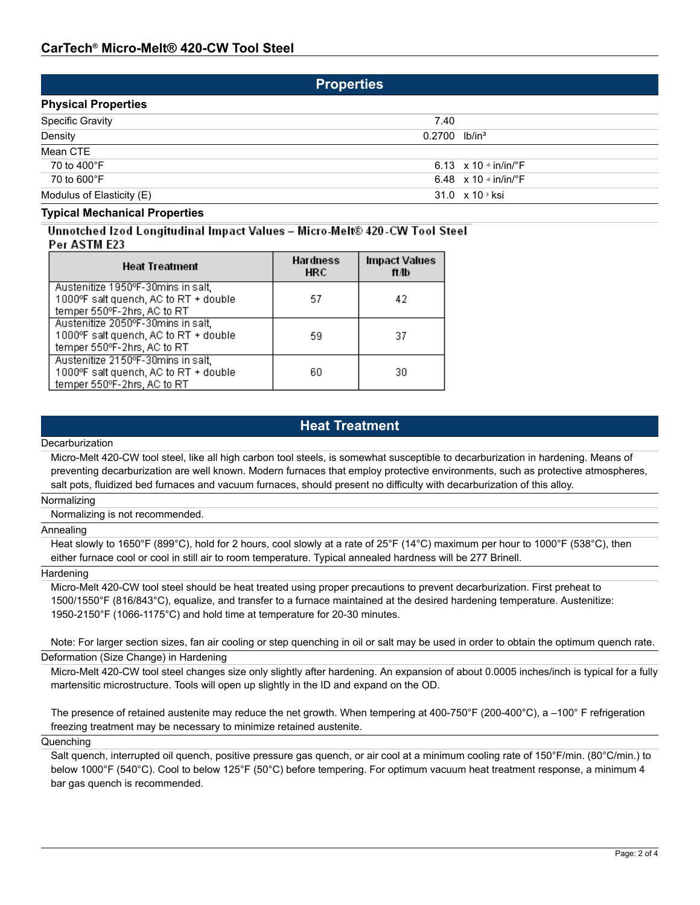## Properties

### Physical Properties

| Property | Value |
| --- | --- |
| Specific Gravity | 7.40 |
| Density | 0.2700 lb/in³ |
| Mean CTE | |
| 70 to 400°F | 6.13 x $10^{-6}$ in/in/°F |
| 70 to 600°F | 6.48 x $10^{-6}$ in/in/°F |
| Modulus of Elasticity (E) | 31.0 x $10^{3}$ ksi |

### Typical Mechanical Properties

**Unnotched Izod Longitudinal Impact Values – Micro-Melt® 420-CW Tool Steel Per ASTM E23**

| Heat Treatment | Hardness HRC | Impact Values ft/lb |
| --- | --- | --- |
| Austenitize 1950ºF-30mins in salt, 1000ºF salt quench, AC to RT + double temper 550ºF-2hrs, AC to RT | 57 | 42 |
| Austenitize 2050ºF-30mins in salt, 1000ºF salt quench, AC to RT + double temper 550ºF-2hrs, AC to RT | 59 | 37 |
| Austenitize 2150ºF-30mins in salt, 1000ºF salt quench, AC to RT + double temper 550ºF-2hrs, AC to RT | 60 | 30 |

## Heat Treatment

### Decarburization

Micro-Melt 420-CW tool steel, like all high carbon tool steels, is somewhat susceptible to decarburization in hardening. Means of preventing decarburization are well known. Modern furnaces that employ protective environments, such as protective atmospheres, salt pots, fluidized bed furnaces and vacuum furnaces, should present no difficulty with decarburization of this alloy.

### Normalizing

Normalizing is not recommended.

### Annealing

Heat slowly to 1650°F (899°C), hold for 2 hours, cool slowly at a rate of 25°F (14°C) maximum per hour to 1000°F (538°C), then either furnace cool or cool in still air to room temperature. Typical annealed hardness will be 277 Brinell.

### Hardening

Micro-Melt 420-CW tool steel should be heat treated using proper precautions to prevent decarburization. First preheat to 1500/1550°F (816/843°C), equalize, and transfer to a furnace maintained at the desired hardening temperature. Austenitize: 1950-2150°F (1066-1175°C) and hold time at temperature for 20-30 minutes.

Note: For larger section sizes, fan air cooling or step quenching in oil or salt may be used in order to obtain the optimum quench rate.

### Deformation (Size Change) in Hardening

Micro-Melt 420-CW tool steel changes size only slightly after hardening. An expansion of about 0.0005 inches/inch is typical for a fully martensitic microstructure. Tools will open up slightly in the ID and expand on the OD.

The presence of retained austenite may reduce the net growth. When tempering at 400-750°F (200-400°C), a –100° F refrigeration freezing treatment may be necessary to minimize retained austenite.

### Quenching

Salt quench, interrupted oil quench, positive pressure gas quench, or air cool at a minimum cooling rate of 150°F/min. (80°C/min.) to below 1000°F (540°C). Cool to below 125°F (50°C) before tempering. For optimum vacuum heat treatment response, a minimum 4 bar gas quench is recommended.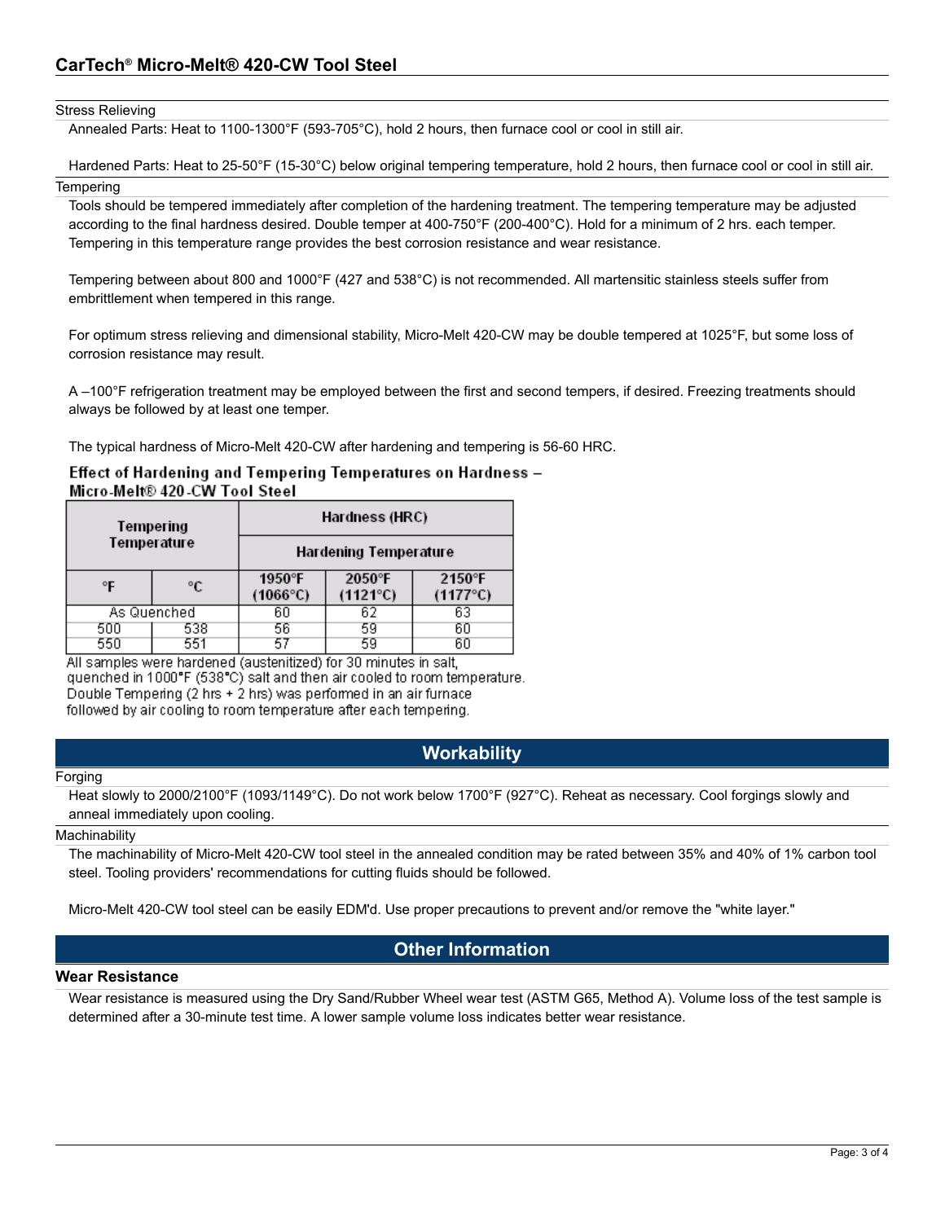## CarTech® Micro-Melt® 420-CW Tool Steel

**Stress Relieving**

Annealed Parts: Heat to 1100-1300°F (593-705°C), hold 2 hours, then furnace cool or cool in still air.

Hardened Parts: Heat to 25-50°F (15-30°C) below original tempering temperature, hold 2 hours, then furnace cool or cool in still air.

**Tempering**

Tools should be tempered immediately after completion of the hardening treatment. The tempering temperature may be adjusted according to the final hardness desired. Double temper at 400-750°F (200-400°C). Hold for a minimum of 2 hrs. each temper. Tempering in this temperature range provides the best corrosion resistance and wear resistance.

Tempering between about 800 and 1000°F (427 and 538°C) is not recommended. All martensitic stainless steels suffer from embrittlement when tempered in this range.

For optimum stress relieving and dimensional stability, Micro-Melt 420-CW may be double tempered at 1025°F, but some loss of corrosion resistance may result.

A –100°F refrigeration treatment may be employed between the first and second tempers, if desired. Freezing treatments should always be followed by at least one temper.

The typical hardness of Micro-Melt 420-CW after hardening and tempering is 56-60 HRC.

**Effect of Hardening and Tempering Temperatures on Hardness – Micro-Melt® 420-CW Tool Steel**

| Tempering Temperature | | Hardness (HRC) | | |
|---|---|---|---|---|
| | | Hardening Temperature | | |
| °F | °C | 1950°F (1066°C) | 2050°F (1121°C) | 2150°F (1177°C) |
| As Quenched | | 60 | 62 | 63 |
| 500 | 538 | 56 | 59 | 60 |
| 550 | 551 | 57 | 59 | 60 |

All samples were hardened (austenitized) for 30 minutes in salt, quenched in 1000°F (538°C) salt and then air cooled to room temperature. Double Tempering (2 hrs + 2 hrs) was performed in an air furnace followed by air cooling to room temperature after each tempering.

## Workability

**Forging**

Heat slowly to 2000/2100°F (1093/1149°C). Do not work below 1700°F (927°C). Reheat as necessary. Cool forgings slowly and anneal immediately upon cooling.

**Machinability**

The machinability of Micro-Melt 420-CW tool steel in the annealed condition may be rated between 35% and 40% of 1% carbon tool steel. Tooling providers' recommendations for cutting fluids should be followed.

Micro-Melt 420-CW tool steel can be easily EDM'd. Use proper precautions to prevent and/or remove the "white layer."

## Other Information

**Wear Resistance**

Wear resistance is measured using the Dry Sand/Rubber Wheel wear test (ASTM G65, Method A). Volume loss of the test sample is determined after a 30-minute test time. A lower sample volume loss indicates better wear resistance.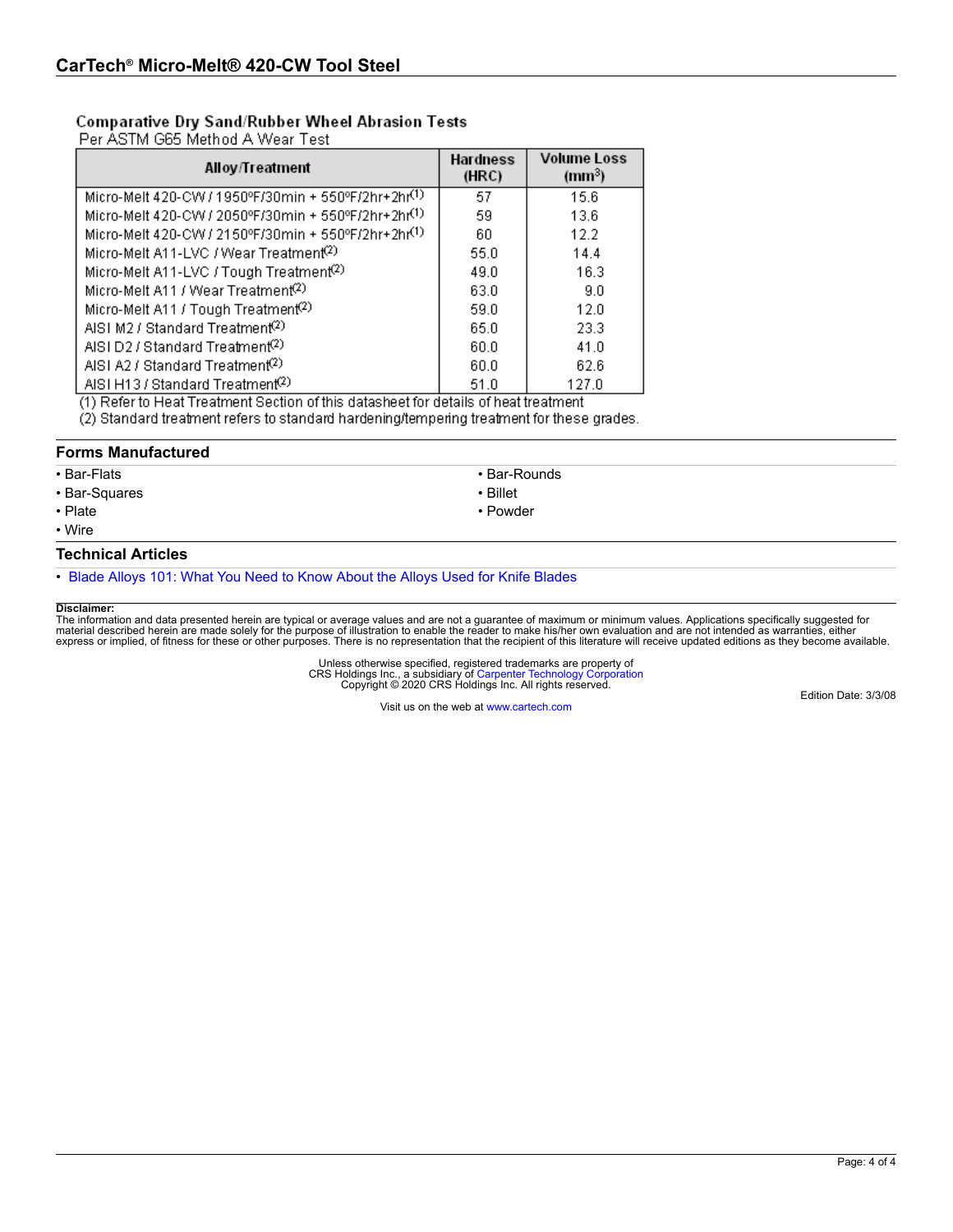### Comparative Dry Sand/Rubber Wheel Abrasion Tests

Per ASTM G65 Method A Wear Test

| Alloy/Treatment | Hardness (HRC) | Volume Loss ($mm^3$) |
|---|---|---|
| Micro-Melt 420-CW / 1950ºF/30min + 550ºF/2hr+2hr[1] | 57 | 15.6 |
| Micro-Melt 420-CW / 2050ºF/30min + 550ºF/2hr+2hr[1] | 59 | 13.6 |
| Micro-Melt 420-CW / 2150ºF/30min + 550ºF/2hr+2hr[1] | 60 | 12.2 |
| Micro-Melt A11-LVC / Wear Treatment[2] | 55.0 | 14.4 |
| Micro-Melt A11-LVC / Tough Treatment[2] | 49.0 | 16.3 |
| Micro-Melt A11 / Wear Treatment[2] | 63.0 | 9.0 |
| Micro-Melt A11 / Tough Treatment[2] | 59.0 | 12.0 |
| AISI M2 / Standard Treatment[2] | 65.0 | 23.3 |
| AISI D2 / Standard Treatment[2] | 60.0 | 41.0 |
| AISI A2 / Standard Treatment[2] | 60.0 | 62.6 |
| AISI H13 / Standard Treatment[2] | 51.0 | 127.0 |

(1) Refer to Heat Treatment Section of this datasheet for details of heat treatment

(2) Standard treatment refers to standard hardening/tempering treatment for these grades.

## Forms Manufactured

- Bar-Flats
- Bar-Rounds
- Bar-Squares
- Billet
- Plate
- Powder
- Wire

## Technical Articles

- Blade Alloys 101: What You Need to Know About the Alloys Used for Knife Blades

**Disclaimer:**
The information and data presented herein are typical or average values and are not a guarantee of maximum or minimum values. Applications specifically suggested for material described herein are made solely for the purpose of illustration to enable the reader to make his/her own evaluation and are not intended as warranties, either express or implied, of fitness for these or other purposes. There is no representation that the recipient of this literature will receive updated editions as they become available.

Unless otherwise specified, registered trademarks are property of
CRS Holdings Inc., a subsidiary of Carpenter Technology Corporation
Copyright © 2020 CRS Holdings Inc. All rights reserved.

Edition Date: 3/3/08

Visit us on the web at www.cartech.com